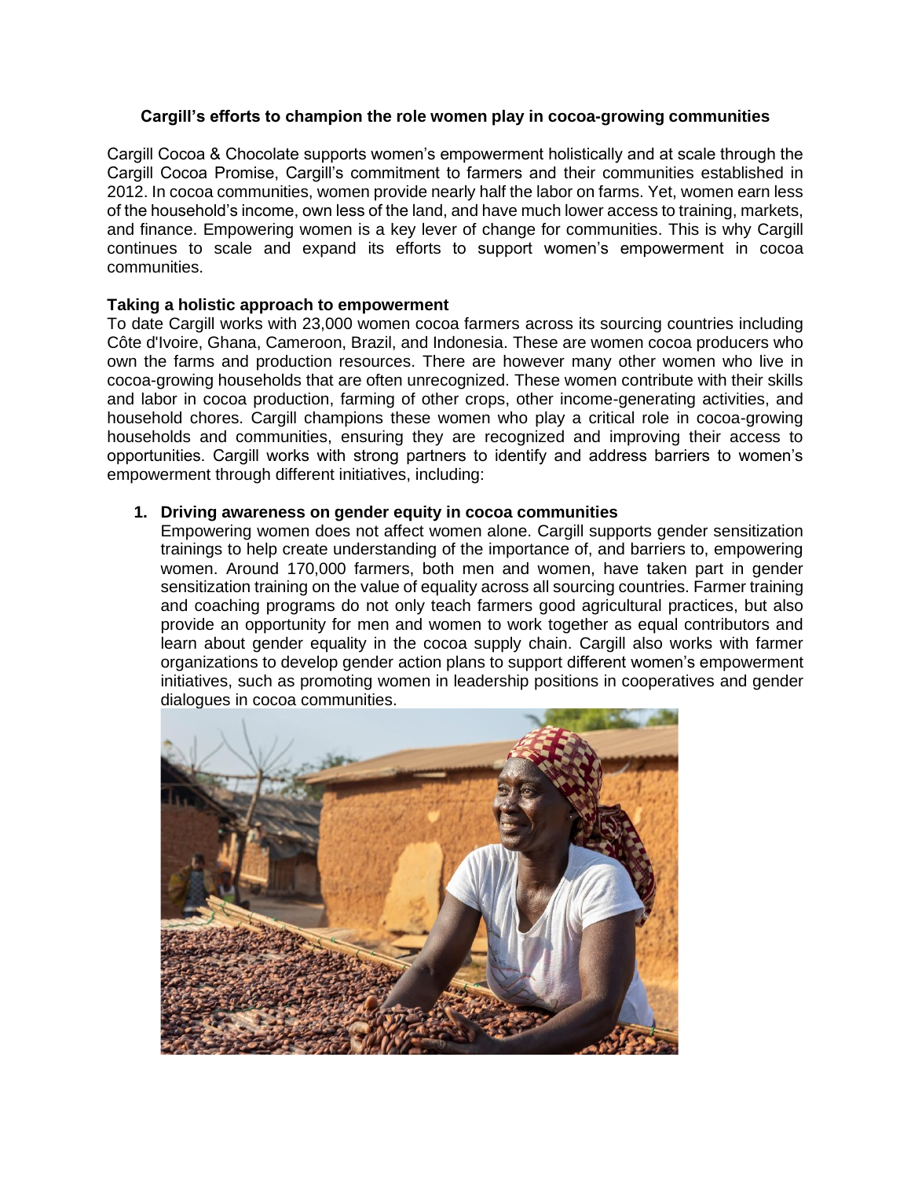**Cargill's efforts to champion the role women play in cocoa-growing communities**

Cargill Cocoa & Chocolate supports women's empowerment holistically and at scale through the Cargill Cocoa Promise, Cargill's commitment to farmers and their communities established in 2012. In cocoa communities, women provide nearly half the labor on farms. Yet, women earn less of the household's income, own less of the land, and have much lower access to training, markets, and finance. Empowering women is a key lever of change for communities. This is why Cargill continues to scale and expand its efforts to support women's empowerment in cocoa communities.

**Taking a holistic approach to empowerment**

To date Cargill works with 23,000 women cocoa farmers across its sourcing countries including Côte d'Ivoire, Ghana, Cameroon, Brazil, and Indonesia. These are women cocoa producers who own the farms and production resources. There are however many other women who live in cocoa-growing households that are often unrecognized. These women contribute with their skills and labor in cocoa production, farming of other crops, other income-generating activities, and household chores. Cargill champions these women who play a critical role in cocoa-growing households and communities, ensuring they are recognized and improving their access to opportunities. Cargill works with strong partners to identify and address barriers to women's empowerment through different initiatives, including:

1. **Driving awareness on gender equity in cocoa communities**
   Empowering women does not affect women alone. Cargill supports gender sensitization trainings to help create understanding of the importance of, and barriers to, empowering women. Around 170,000 farmers, both men and women, have taken part in gender sensitization training on the value of equality across all sourcing countries. Farmer training and coaching programs do not only teach farmers good agricultural practices, but also provide an opportunity for men and women to work together as equal contributors and learn about gender equality in the cocoa supply chain. Cargill also works with farmer organizations to develop gender action plans to support different women's empowerment initiatives, such as promoting women in leadership positions in cooperatives and gender dialogues in cocoa communities.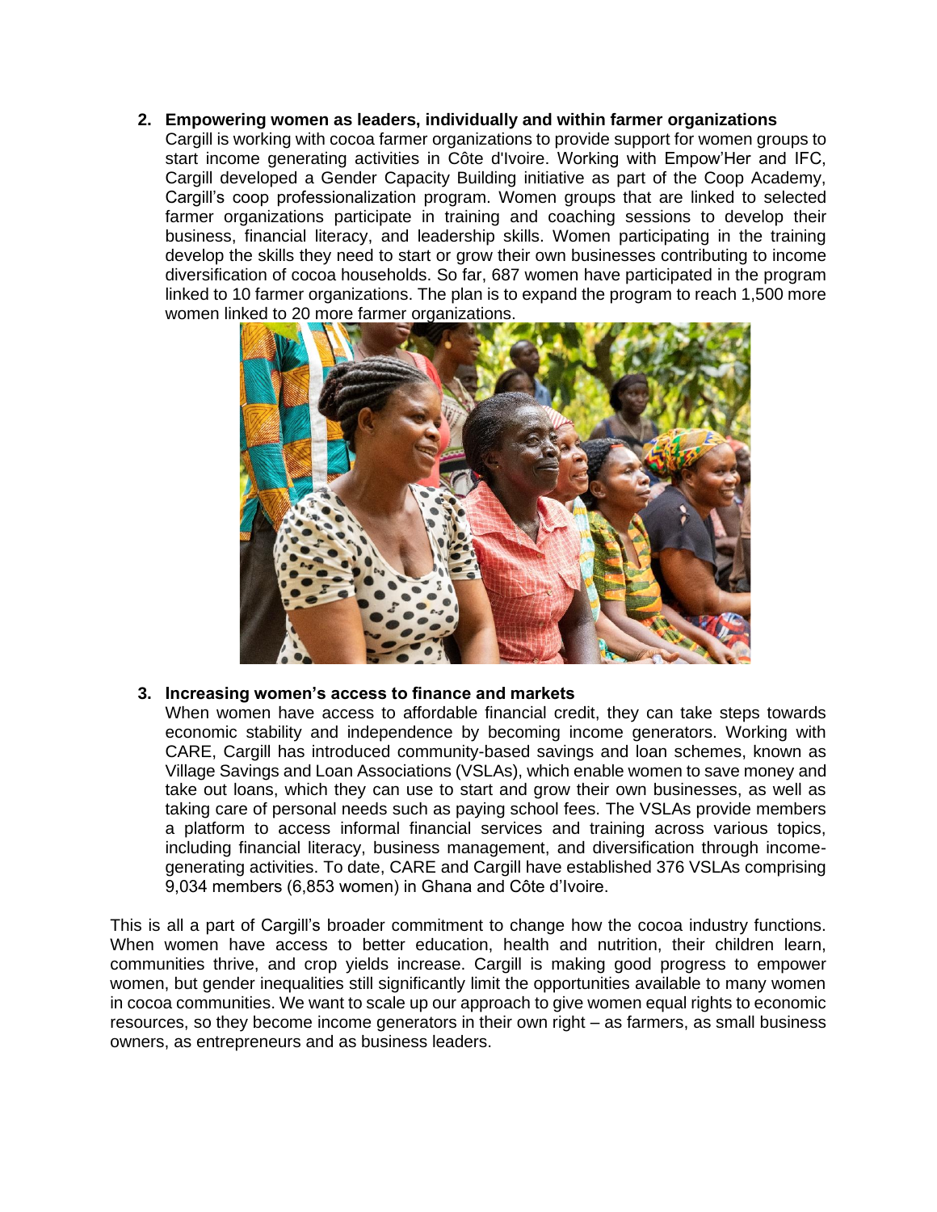2. **Empowering women as leaders, individually and within farmer organizations**
   Cargill is working with cocoa farmer organizations to provide support for women groups to start income generating activities in Côte d'Ivoire. Working with Empow'Her and IFC, Cargill developed a Gender Capacity Building initiative as part of the Coop Academy, Cargill's coop professionalization program. Women groups that are linked to selected farmer organizations participate in training and coaching sessions to develop their business, financial literacy, and leadership skills. Women participating in the training develop the skills they need to start or grow their own businesses contributing to income diversification of cocoa households. So far, 687 women have participated in the program linked to 10 farmer organizations. The plan is to expand the program to reach 1,500 more women linked to 20 more farmer organizations.

3. **Increasing women's access to finance and markets**
   When women have access to affordable financial credit, they can take steps towards economic stability and independence by becoming income generators. Working with CARE, Cargill has introduced community-based savings and loan schemes, known as Village Savings and Loan Associations (VSLAs), which enable women to save money and take out loans, which they can use to start and grow their own businesses, as well as taking care of personal needs such as paying school fees. The VSLAs provide members a platform to access informal financial services and training across various topics, including financial literacy, business management, and diversification through income-generating activities. To date, CARE and Cargill have established 376 VSLAs comprising 9,034 members (6,853 women) in Ghana and Côte d'Ivoire.

This is all a part of Cargill's broader commitment to change how the cocoa industry functions. When women have access to better education, health and nutrition, their children learn, communities thrive, and crop yields increase. Cargill is making good progress to empower women, but gender inequalities still significantly limit the opportunities available to many women in cocoa communities. We want to scale up our approach to give women equal rights to economic resources, so they become income generators in their own right – as farmers, as small business owners, as entrepreneurs and as business leaders.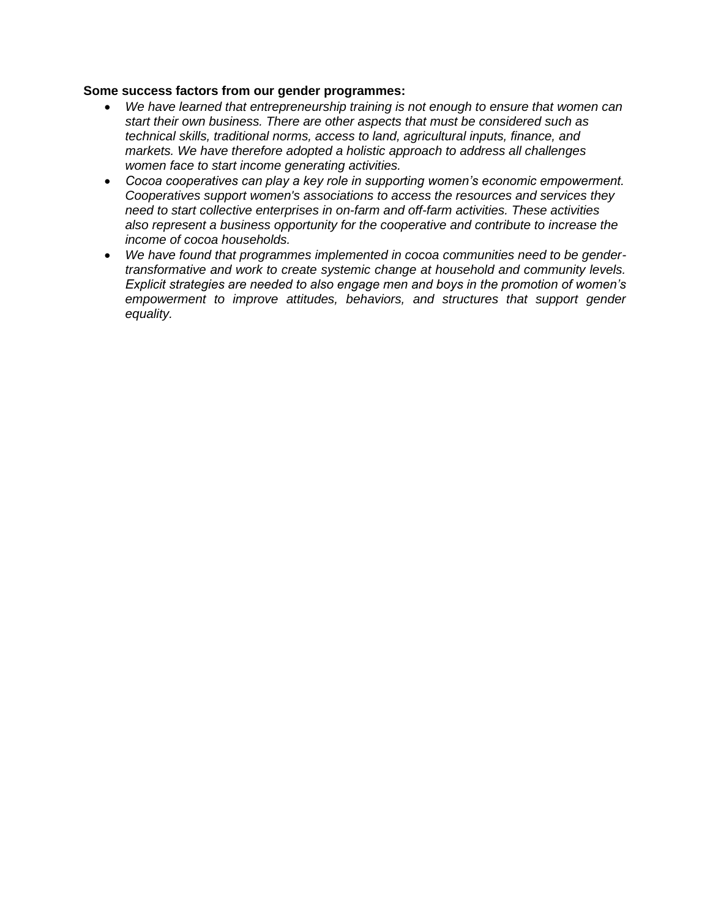**Some success factors from our gender programmes:**

- *We have learned that entrepreneurship training is not enough to ensure that women can start their own business. There are other aspects that must be considered such as technical skills, traditional norms, access to land, agricultural inputs, finance, and markets. We have therefore adopted a holistic approach to address all challenges women face to start income generating activities.*
- *Cocoa cooperatives can play a key role in supporting women's economic empowerment. Cooperatives support women's associations to access the resources and services they need to start collective enterprises in on-farm and off-farm activities. These activities also represent a business opportunity for the cooperative and contribute to increase the income of cocoa households.*
- *We have found that programmes implemented in cocoa communities need to be gender-transformative and work to create systemic change at household and community levels. Explicit strategies are needed to also engage men and boys in the promotion of women's empowerment to improve attitudes, behaviors, and structures that support gender equality.*